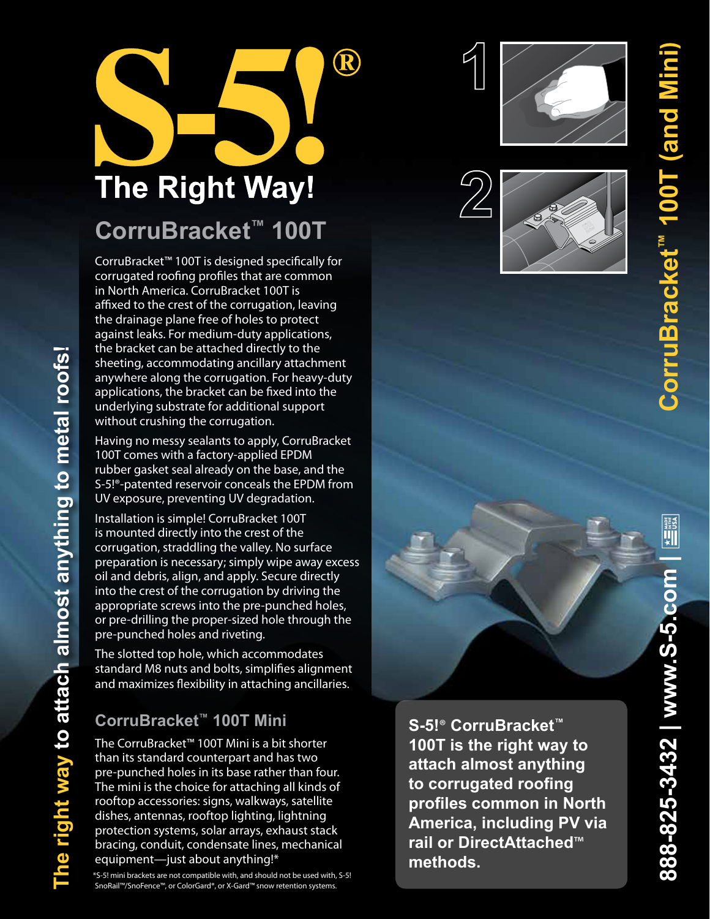# S-5!®

## The Right Way!

## CorruBracket™ 100T

CorruBracket™ 100T is designed specifically for corrugated roofing profiles that are common in North America. CorruBracket 100T is affixed to the crest of the corrugation, leaving the drainage plane free of holes to protect against leaks. For medium-duty applications, the bracket can be attached directly to the sheeting, accommodating ancillary attachment anywhere along the corrugation. For heavy-duty applications, the bracket can be fixed into the underlying substrate for additional support without crushing the corrugation.

Having no messy sealants to apply, CorruBracket 100T comes with a factory-applied EPDM rubber gasket seal already on the base, and the S-5!®-patented reservoir conceals the EPDM from UV exposure, preventing UV degradation.

Installation is simple! CorruBracket 100T is mounted directly into the crest of the corrugation, straddling the valley. No surface preparation is necessary; simply wipe away excess oil and debris, align, and apply. Secure directly into the crest of the corrugation by driving the appropriate screws into the pre-punched holes, or pre-drilling the proper-sized hole through the pre-punched holes and riveting.

The slotted top hole, which accommodates standard M8 nuts and bolts, simplifies alignment and maximizes flexibility in attaching ancillaries.

### CorruBracket™ 100T Mini

The CorruBracket™ 100T Mini is a bit shorter than its standard counterpart and has two pre-punched holes in its base rather than four. The mini is the choice for attaching all kinds of rooftop accessories: signs, walkways, satellite dishes, antennas, rooftop lighting, lightning protection systems, solar arrays, exhaust stack bracing, conduit, condensate lines, mechanical equipment—just about anything!*

*S-5! mini brackets are not compatible with, and should not be used with, S-5! SnoRail™/SnoFence™, or ColorGard®, or X-Gard™ snow retention systems.

1

2

**S-5!® CorruBracket™ 100T is the right way to attach almost anything to corrugated roofing profiles common in North America, including PV via rail or DirectAttached™ methods.**

**The right way to attach almost anything to metal roofs!**

**CorruBracket™ 100T (and Mini)**

**888-825-3432 | www.S-5.com |** MADE IN USA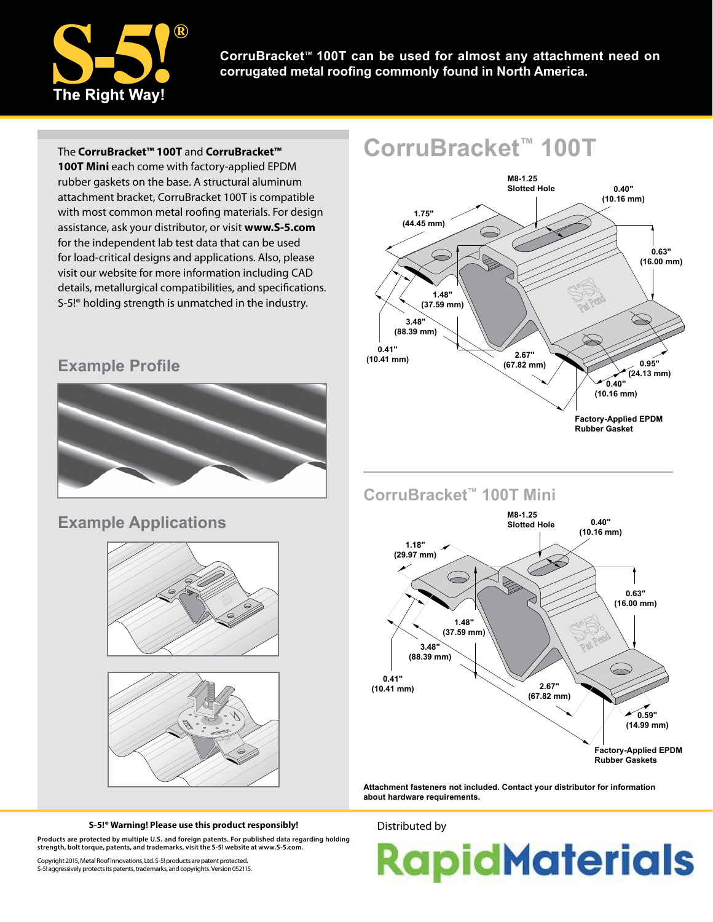S-5!® The Right Way!

**CorruBracket™ 100T can be used for almost any attachment need on corrugated metal roofing commonly found in North America.**

The **CorruBracket™ 100T** and **CorruBracket™ 100T Mini** each come with factory-applied EPDM rubber gaskets on the base. A structural aluminum attachment bracket, CorruBracket 100T is compatible with most common metal roofing materials. For design assistance, ask your distributor, or visit **www.S-5.com** for the independent lab test data that can be used for load-critical designs and applications. Also, please visit our website for more information including CAD details, metallurgical compatibilities, and specifications. S-5!® holding strength is unmatched in the industry.

## Example Profile

## Example Applications

## CorruBracket™ 100T

M8-1.25
Slotted Hole

0.40"
(10.16 mm)

1.75"
(44.45 mm)

0.63"
(16.00 mm)

1.48"
(37.59 mm)

3.48"
(88.39 mm)

0.41"
(10.41 mm)

2.67"
(67.82 mm)

0.95"
(24.13 mm)

0.40"
(10.16 mm)

Factory-Applied EPDM
Rubber Gasket

## CorruBracket™ 100T Mini

M8-1.25
Slotted Hole

0.40"
(10.16 mm)

1.18"
(29.97 mm)

0.63"
(16.00 mm)

1.48"
(37.59 mm)

3.48"
(88.39 mm)

0.41"
(10.41 mm)

2.67"
(67.82 mm)

0.59"
(14.99 mm)

Factory-Applied EPDM
Rubber Gaskets

**Attachment fasteners not included. Contact your distributor for information about hardware requirements.**

**S-5!® Warning! Please use this product responsibly!**

**Products are protected by multiple U.S. and foreign patents. For published data regarding holding strength, bolt torque, patents, and trademarks, visit the S-5! website at www.S-5.com.**

Copyright 2015, Metal Roof Innovations, Ltd. S-5! products are patent protected.
S-5! aggressively protects its patents, trademarks, and copyrights. Version 052115.

Distributed by

RapidMaterials